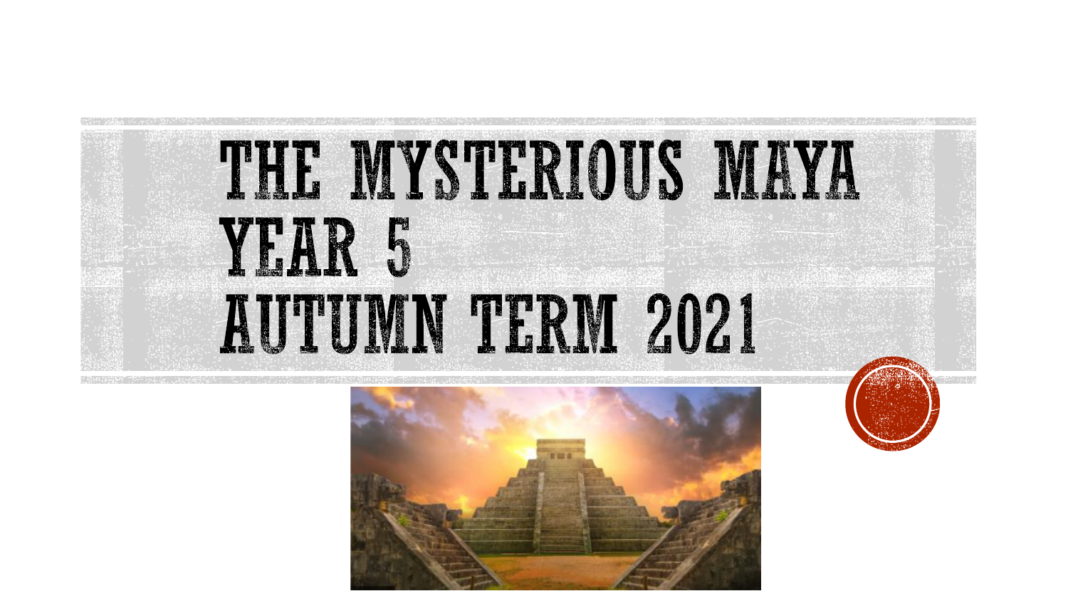# THE MYSTERIOUS MAYA
# YEAR 5
# AUTUMN TERM 2021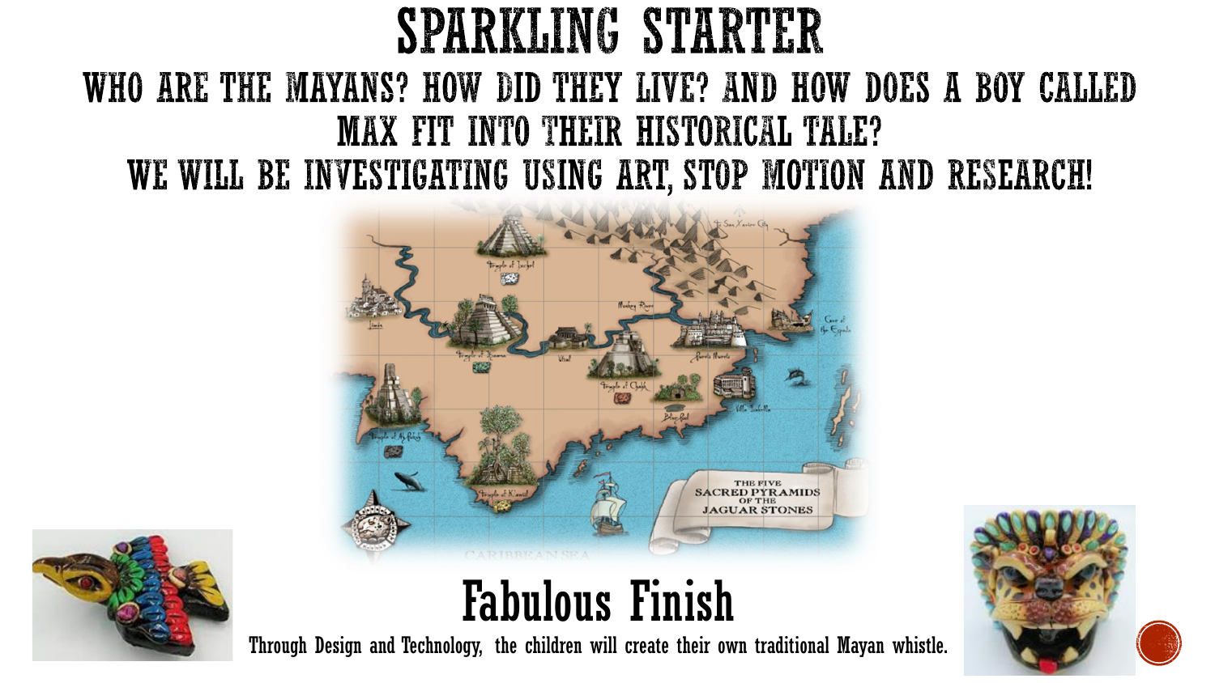# SPARKLING STARTER

## WHO ARE THE MAYANS? HOW DID THEY LIVE? AND HOW DOES A BOY CALLED MAX FIT INTO THEIR HISTORICAL TALE?

## WE WILL BE INVESTIGATING USING ART, STOP MOTION AND RESEARCH!

# Fabulous Finish

Through Design and Technology, the children will create their own traditional Mayan whistle.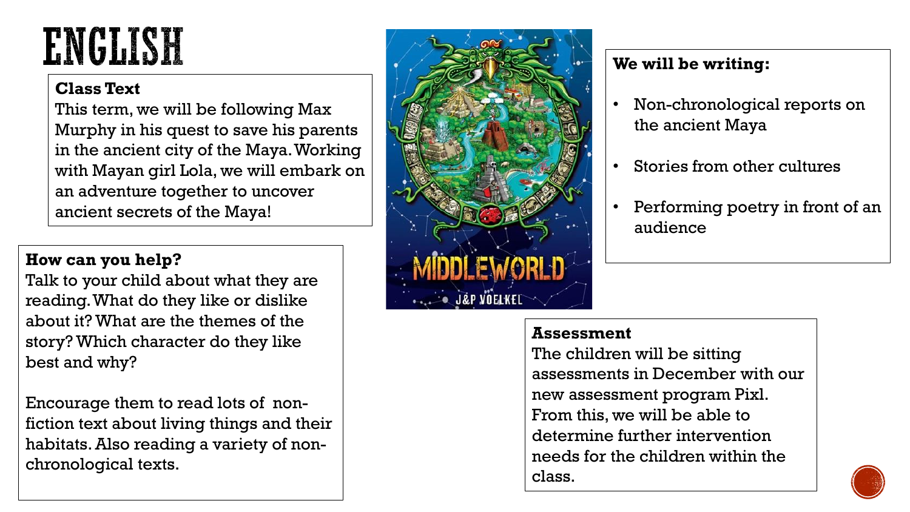# ENGLISH

**Class Text**
This term, we will be following Max Murphy in his quest to save his parents in the ancient city of the Maya. Working with Mayan girl Lola, we will embark on an adventure together to uncover ancient secrets of the Maya!

**How can you help?**
Talk to your child about what they are reading. What do they like or dislike about it? What are the themes of the story? Which character do they like best and why?

Encourage them to read lots of non-fiction text about living things and their habitats. Also reading a variety of non-chronological texts.

**We will be writing:**

- Non-chronological reports on the ancient Maya
- Stories from other cultures
- Performing poetry in front of an audience

**Assessment**
The children will be sitting assessments in December with our new assessment program Pixl. From this, we will be able to determine further intervention needs for the children within the class.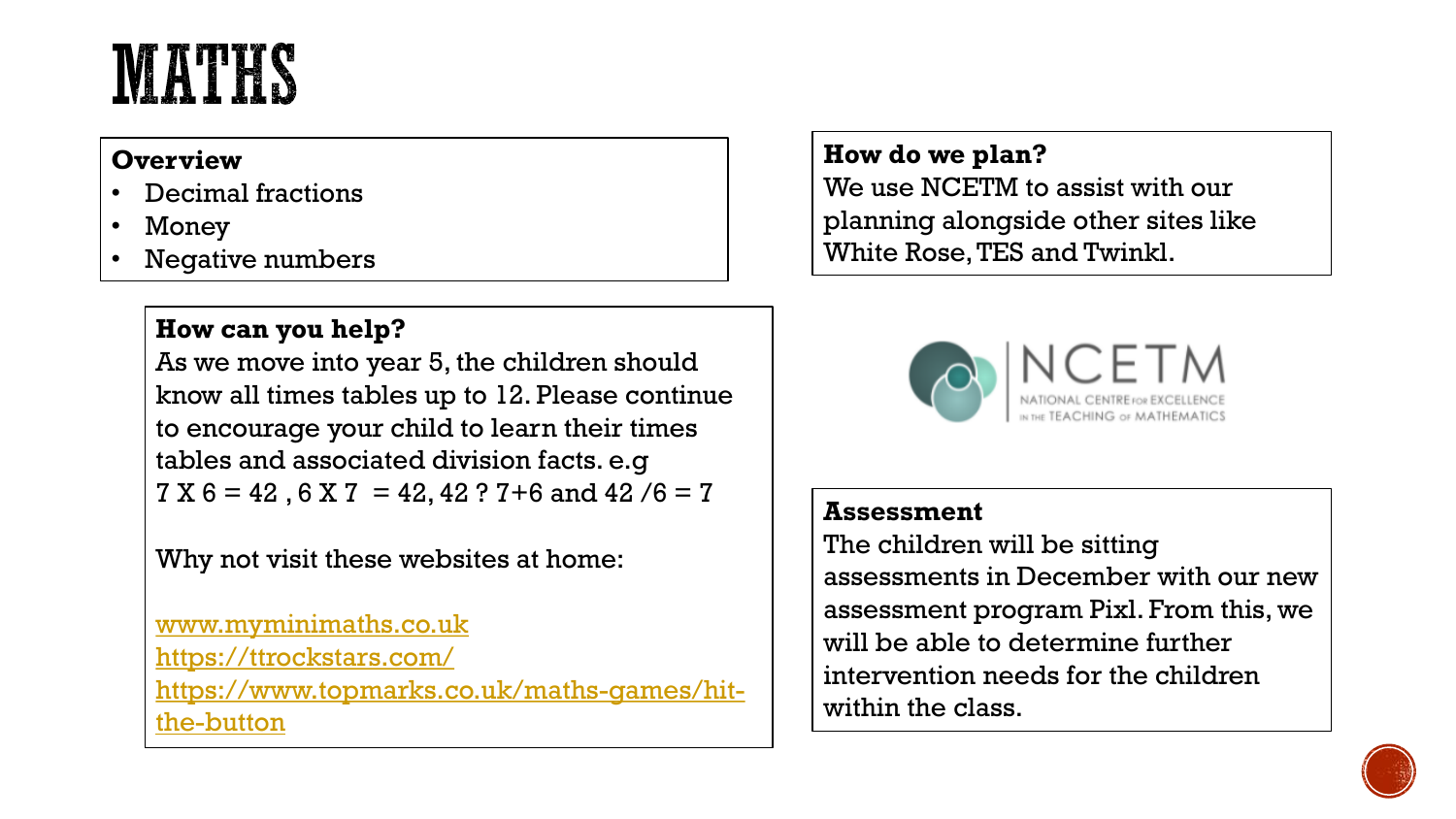# MATHS

**Overview**

- Decimal fractions
- Money
- Negative numbers

**How can you help?**

As we move into year 5, the children should know all times tables up to 12. Please continue to encourage your child to learn their times tables and associated division facts. e.g
7 X 6 = 42 , 6 X 7 = 42, 42 ? 7+6 and 42 /6 = 7

Why not visit these websites at home:

www.myminimaths.co.uk
https://ttrockstars.com/
https://www.topmarks.co.uk/maths-games/hit-the-button

**How do we plan?**

We use NCETM to assist with our planning alongside other sites like White Rose, TES and Twinkl.

NCETM
NATIONAL CENTRE FOR EXCELLENCE IN THE TEACHING OF MATHEMATICS

**Assessment**

The children will be sitting assessments in December with our new assessment program Pixl. From this, we will be able to determine further intervention needs for the children within the class.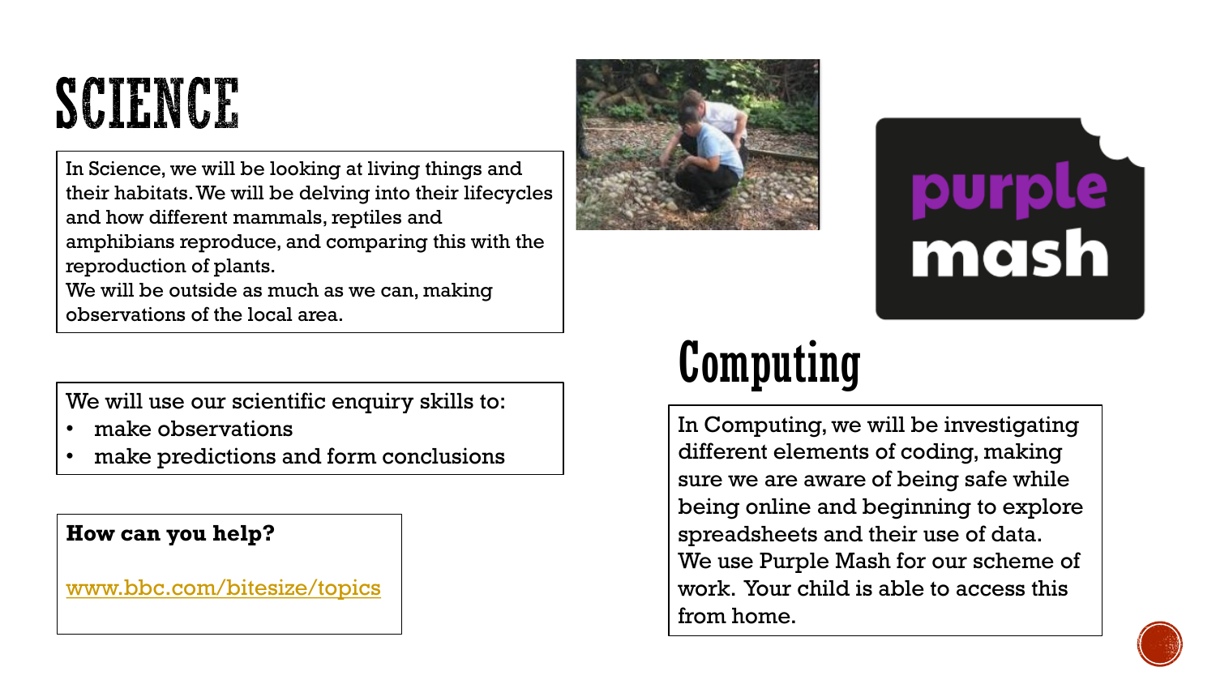# SCIENCE

In Science, we will be looking at living things and their habitats. We will be delving into their lifecycles and how different mammals, reptiles and amphibians reproduce, and comparing this with the reproduction of plants.
We will be outside as much as we can, making observations of the local area.

We will use our scientific enquiry skills to:

- make observations
- make predictions and form conclusions

**How can you help?**

www.bbc.com/bitesize/topics

# Computing

In Computing, we will be investigating different elements of coding, making sure we are aware of being safe while being online and beginning to explore spreadsheets and their use of data.
We use Purple Mash for our scheme of work. Your child is able to access this from home.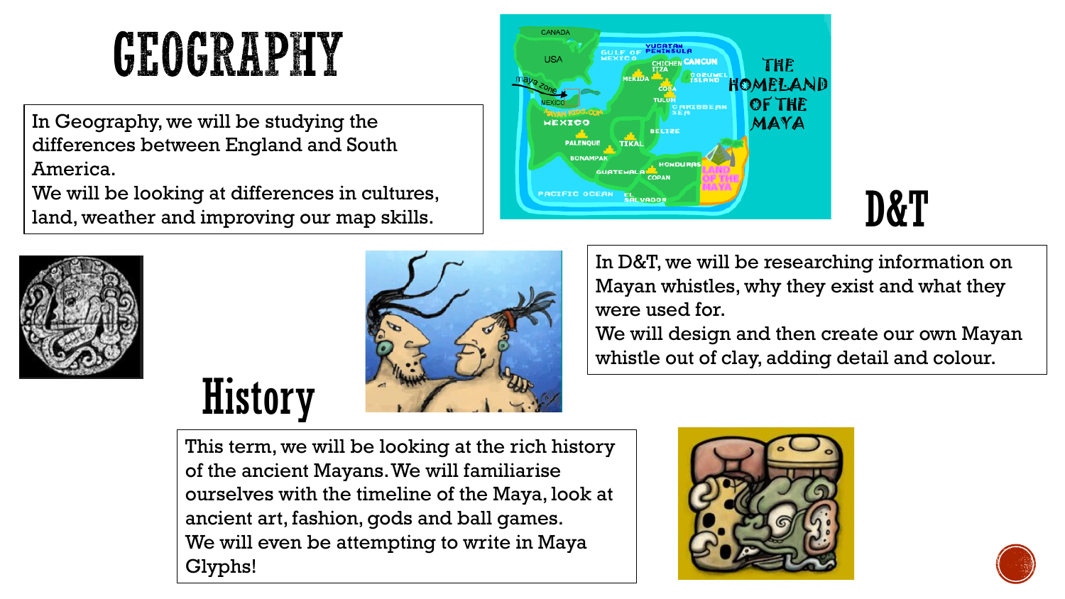# GEOGRAPHY

In Geography, we will be studying the differences between England and South America.
We will be looking at differences in cultures, land, weather and improving our map skills.

# D&T

In D&T, we will be researching information on Mayan whistles, why they exist and what they were used for.
We will design and then create our own Mayan whistle out of clay, adding detail and colour.

# History

This term, we will be looking at the rich history of the ancient Mayans. We will familiarise ourselves with the timeline of the Maya, look at ancient art, fashion, gods and ball games.
We will even be attempting to write in Maya Glyphs!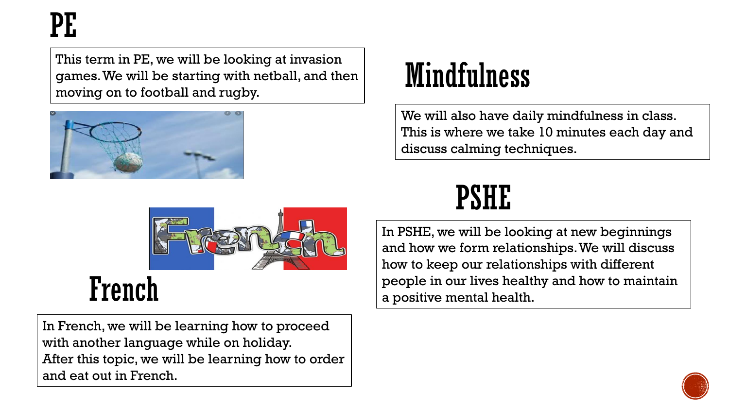# PE

This term in PE, we will be looking at invasion games. We will be starting with netball, and then moving on to football and rugby.

# French

In French, we will be learning how to proceed with another language while on holiday.
After this topic, we will be learning how to order and eat out in French.

# Mindfulness

We will also have daily mindfulness in class. This is where we take 10 minutes each day and discuss calming techniques.

# PSHE

In PSHE, we will be looking at new beginnings and how we form relationships. We will discuss how to keep our relationships with different people in our lives healthy and how to maintain a positive mental health.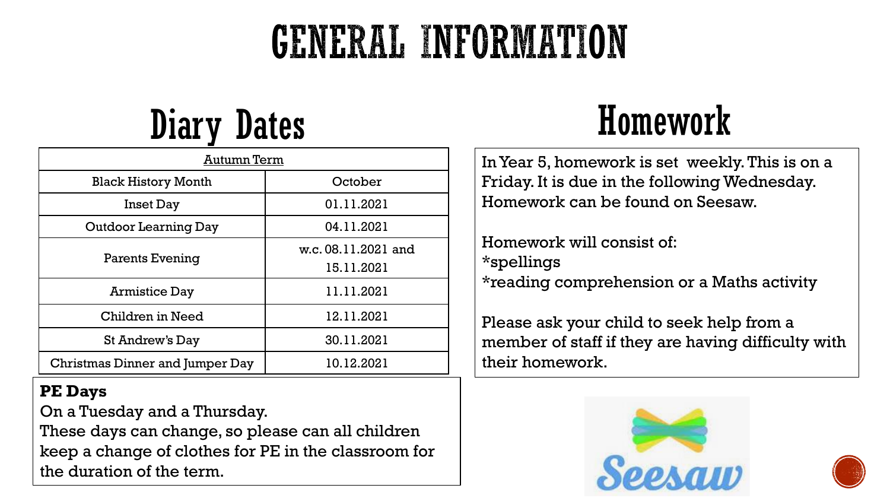# GENERAL INFORMATION

## Diary Dates

| Autumn Term | |
|---|---|
| Black History Month | October |
| Inset Day | 01.11.2021 |
| Outdoor Learning Day | 04.11.2021 |
| Parents Evening | w.c. 08.11.2021 and 15.11.2021 |
| Armistice Day | 11.11.2021 |
| Children in Need | 12.11.2021 |
| St Andrew's Day | 30.11.2021 |
| Christmas Dinner and Jumper Day | 10.12.2021 |

**PE Days**

On a Tuesday and a Thursday.

These days can change, so please can all children keep a change of clothes for PE in the classroom for the duration of the term.

## Homework

In Year 5, homework is set weekly. This is on a Friday. It is due in the following Wednesday. Homework can be found on Seesaw.

Homework will consist of:
*spellings
*reading comprehension or a Maths activity

Please ask your child to seek help from a member of staff if they are having difficulty with their homework.

Seesaw